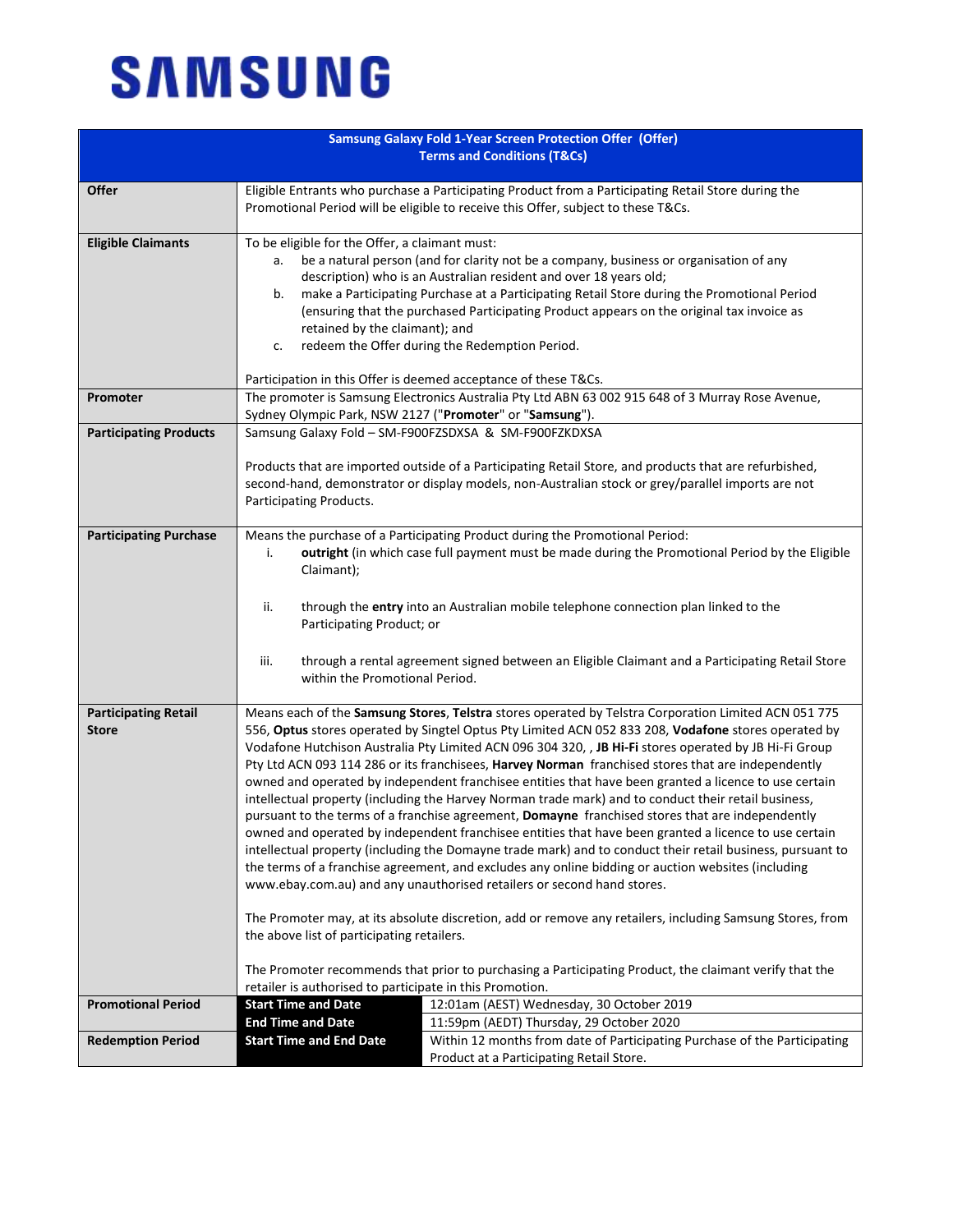# SAMSUNG

| **Samsung Galaxy Fold 1-Year Screen Protection Offer (Offer)**<br>**Terms and Conditions (T&Cs)** | | |
|---|---|---|
| **Offer** | Eligible Entrants who purchase a Participating Product from a Participating Retail Store during the Promotional Period will be eligible to receive this Offer, subject to these T&Cs. | |
| **Eligible Claimants** | To be eligible for the Offer, a claimant must:<br>a. be a natural person (and for clarity not be a company, business or organisation of any description) who is an Australian resident and over 18 years old;<br>b. make a Participating Purchase at a Participating Retail Store during the Promotional Period (ensuring that the purchased Participating Product appears on the original tax invoice as retained by the claimant); and<br>c. redeem the Offer during the Redemption Period.<br><br>Participation in this Offer is deemed acceptance of these T&Cs. | |
| **Promoter** | The promoter is Samsung Electronics Australia Pty Ltd ABN 63 002 915 648 of 3 Murray Rose Avenue, Sydney Olympic Park, NSW 2127 ("**Promoter**" or "**Samsung**"). | |
| **Participating Products** | Samsung Galaxy Fold – SM-F900FZSDXSA & SM-F900FZKDXSA<br><br>Products that are imported outside of a Participating Retail Store, and products that are refurbished, second-hand, demonstrator or display models, non-Australian stock or grey/parallel imports are not Participating Products. | |
| **Participating Purchase** | Means the purchase of a Participating Product during the Promotional Period:<br>i. **outright** (in which case full payment must be made during the Promotional Period by the Eligible Claimant);<br>ii. through the **entry** into an Australian mobile telephone connection plan linked to the Participating Product; or<br>iii. through a rental agreement signed between an Eligible Claimant and a Participating Retail Store within the Promotional Period. | |
| **Participating Retail Store** | Means each of the **Samsung Stores**, **Telstra** stores operated by Telstra Corporation Limited ACN 051 775 556, **Optus** stores operated by Singtel Optus Pty Limited ACN 052 833 208, **Vodafone** stores operated by Vodafone Hutchison Australia Pty Limited ACN 096 304 320, , **JB Hi-Fi** stores operated by JB Hi-Fi Group Pty Ltd ACN 093 114 286 or its franchisees, **Harvey Norman** franchised stores that are independently owned and operated by independent franchisee entities that have been granted a licence to use certain intellectual property (including the Harvey Norman trade mark) and to conduct their retail business, pursuant to the terms of a franchise agreement, **Domayne** franchised stores that are independently owned and operated by independent franchisee entities that have been granted a licence to use certain intellectual property (including the Domayne trade mark) and to conduct their retail business, pursuant to the terms of a franchise agreement, and excludes any online bidding or auction websites (including www.ebay.com.au) and any unauthorised retailers or second hand stores.<br><br>The Promoter may, at its absolute discretion, add or remove any retailers, including Samsung Stores, from the above list of participating retailers.<br><br>The Promoter recommends that prior to purchasing a Participating Product, the claimant verify that the retailer is authorised to participate in this Promotion. | |
| **Promotional Period** | **Start Time and Date** | 12:01am (AEST) Wednesday, 30 October 2019 |
| | **End Time and Date** | 11:59pm (AEDT) Thursday, 29 October 2020 |
| **Redemption Period** | **Start Time and End Date** | Within 12 months from date of Participating Purchase of the Participating Product at a Participating Retail Store. |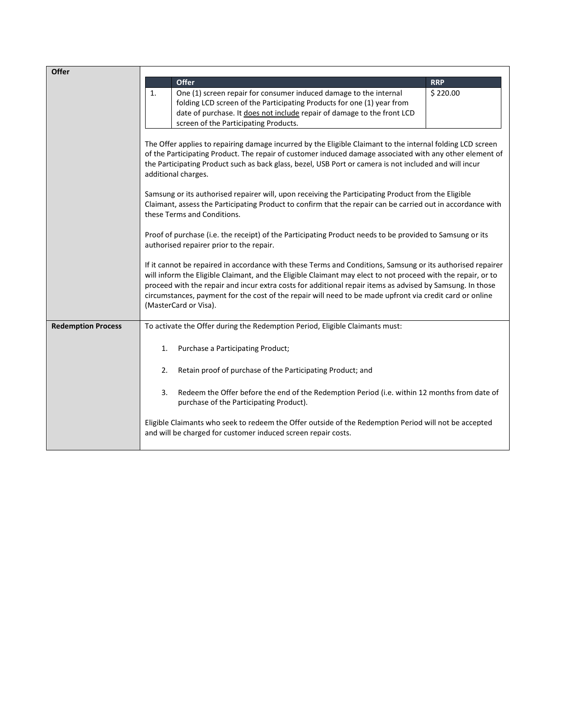**Offer**

| | Offer | RRP |
|---|---|---|
| 1. | One (1) screen repair for consumer induced damage to the internal folding LCD screen of the Participating Products for one (1) year from date of purchase. It <u>does not include</u> repair of damage to the front LCD screen of the Participating Products. | $ 220.00 |

The Offer applies to repairing damage incurred by the Eligible Claimant to the internal folding LCD screen of the Participating Product. The repair of customer induced damage associated with any other element of the Participating Product such as back glass, bezel, USB Port or camera is not included and will incur additional charges.

Samsung or its authorised repairer will, upon receiving the Participating Product from the Eligible Claimant, assess the Participating Product to confirm that the repair can be carried out in accordance with these Terms and Conditions.

Proof of purchase (i.e. the receipt) of the Participating Product needs to be provided to Samsung or its authorised repairer prior to the repair.

If it cannot be repaired in accordance with these Terms and Conditions, Samsung or its authorised repairer will inform the Eligible Claimant, and the Eligible Claimant may elect to not proceed with the repair, or to proceed with the repair and incur extra costs for additional repair items as advised by Samsung. In those circumstances, payment for the cost of the repair will need to be made upfront via credit card or online (MasterCard or Visa).

**Redemption Process**

To activate the Offer during the Redemption Period, Eligible Claimants must:

1. Purchase a Participating Product;
2. Retain proof of purchase of the Participating Product; and
3. Redeem the Offer before the end of the Redemption Period (i.e. within 12 months from date of purchase of the Participating Product).

Eligible Claimants who seek to redeem the Offer outside of the Redemption Period will not be accepted and will be charged for customer induced screen repair costs.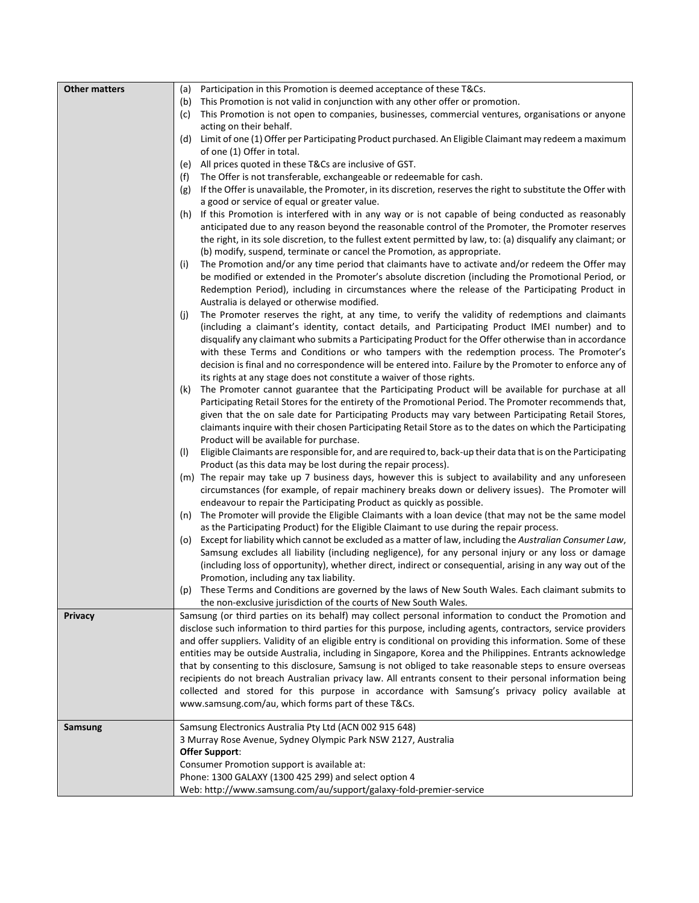| | |
|---|---|
| **Other matters** | (a) Participation in this Promotion is deemed acceptance of these T&Cs.<br>(b) This Promotion is not valid in conjunction with any other offer or promotion.<br>(c) This Promotion is not open to companies, businesses, commercial ventures, organisations or anyone acting on their behalf.<br>(d) Limit of one (1) Offer per Participating Product purchased. An Eligible Claimant may redeem a maximum of one (1) Offer in total.<br>(e) All prices quoted in these T&Cs are inclusive of GST.<br>(f) The Offer is not transferable, exchangeable or redeemable for cash.<br>(g) If the Offer is unavailable, the Promoter, in its discretion, reserves the right to substitute the Offer with a good or service of equal or greater value.<br>(h) If this Promotion is interfered with in any way or is not capable of being conducted as reasonably anticipated due to any reason beyond the reasonable control of the Promoter, the Promoter reserves the right, in its sole discretion, to the fullest extent permitted by law, to: (a) disqualify any claimant; or (b) modify, suspend, terminate or cancel the Promotion, as appropriate.<br>(i) The Promotion and/or any time period that claimants have to activate and/or redeem the Offer may be modified or extended in the Promoter's absolute discretion (including the Promotional Period, or Redemption Period), including in circumstances where the release of the Participating Product in Australia is delayed or otherwise modified.<br>(j) The Promoter reserves the right, at any time, to verify the validity of redemptions and claimants (including a claimant's identity, contact details, and Participating Product IMEI number) and to disqualify any claimant who submits a Participating Product for the Offer otherwise than in accordance with these Terms and Conditions or who tampers with the redemption process. The Promoter's decision is final and no correspondence will be entered into. Failure by the Promoter to enforce any of its rights at any stage does not constitute a waiver of those rights.<br>(k) The Promoter cannot guarantee that the Participating Product will be available for purchase at all Participating Retail Stores for the entirety of the Promotional Period. The Promoter recommends that, given that the on sale date for Participating Products may vary between Participating Retail Stores, claimants inquire with their chosen Participating Retail Store as to the dates on which the Participating Product will be available for purchase.<br>(l) Eligible Claimants are responsible for, and are required to, back-up their data that is on the Participating Product (as this data may be lost during the repair process).<br>(m) The repair may take up 7 business days, however this is subject to availability and any unforeseen circumstances (for example, of repair machinery breaks down or delivery issues). The Promoter will endeavour to repair the Participating Product as quickly as possible.<br>(n) The Promoter will provide the Eligible Claimants with a loan device (that may not be the same model as the Participating Product) for the Eligible Claimant to use during the repair process.<br>(o) Except for liability which cannot be excluded as a matter of law, including the *Australian Consumer Law*, Samsung excludes all liability (including negligence), for any personal injury or any loss or damage (including loss of opportunity), whether direct, indirect or consequential, arising in any way out of the Promotion, including any tax liability.<br>(p) These Terms and Conditions are governed by the laws of New South Wales. Each claimant submits to the non-exclusive jurisdiction of the courts of New South Wales. |
| **Privacy** | Samsung (or third parties on its behalf) may collect personal information to conduct the Promotion and disclose such information to third parties for this purpose, including agents, contractors, service providers and offer suppliers. Validity of an eligible entry is conditional on providing this information. Some of these entities may be outside Australia, including in Singapore, Korea and the Philippines. Entrants acknowledge that by consenting to this disclosure, Samsung is not obliged to take reasonable steps to ensure overseas recipients do not breach Australian privacy law. All entrants consent to their personal information being collected and stored for this purpose in accordance with Samsung's privacy policy available at www.samsung.com/au, which forms part of these T&Cs. |
| **Samsung** | Samsung Electronics Australia Pty Ltd (ACN 002 915 648)<br>3 Murray Rose Avenue, Sydney Olympic Park NSW 2127, Australia<br>**Offer Support**:<br>Consumer Promotion support is available at:<br>Phone: 1300 GALAXY (1300 425 299) and select option 4<br>Web: http://www.samsung.com/au/support/galaxy-fold-premier-service |